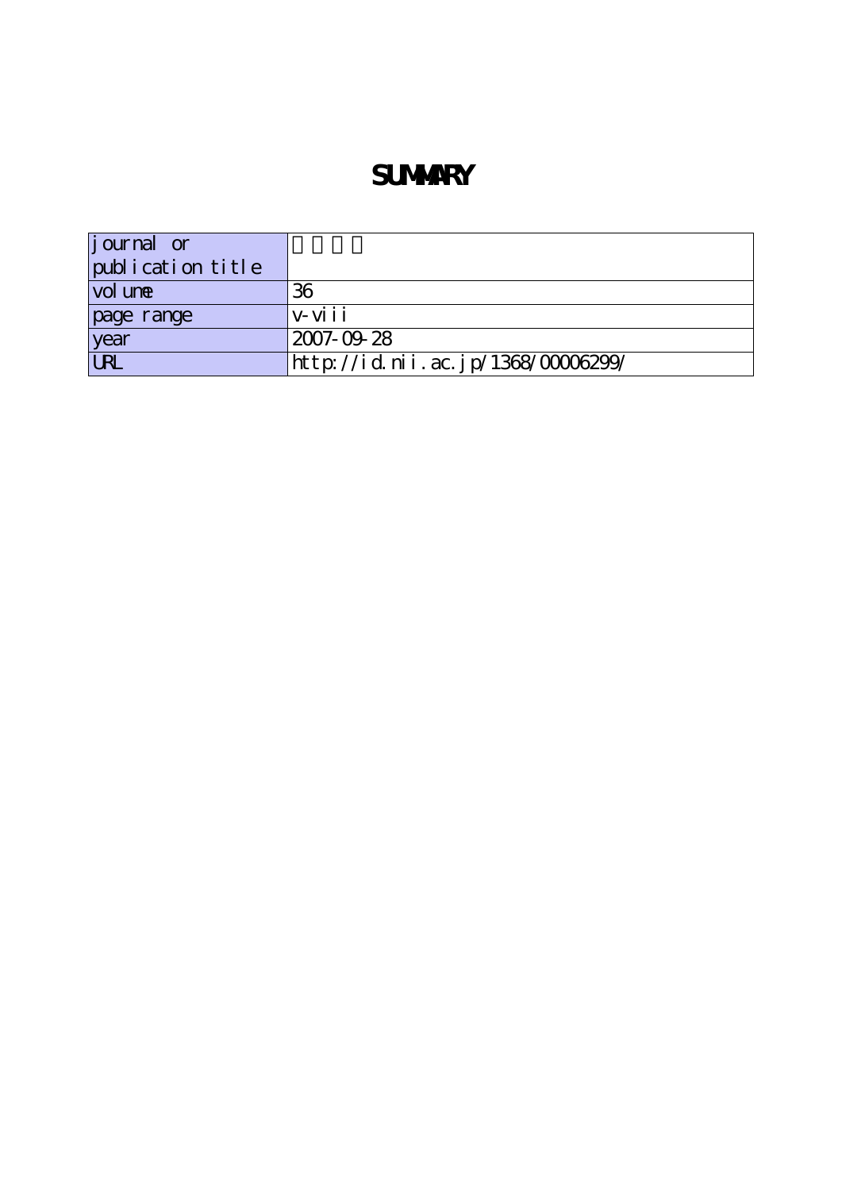# SUMMARY

| journal or publication title | |
|---|---|
| volume | 36 |
| page range | v-viii |
| year | 2007-09-28 |
| URL | http://id.nii.ac.jp/1368/00006299/ |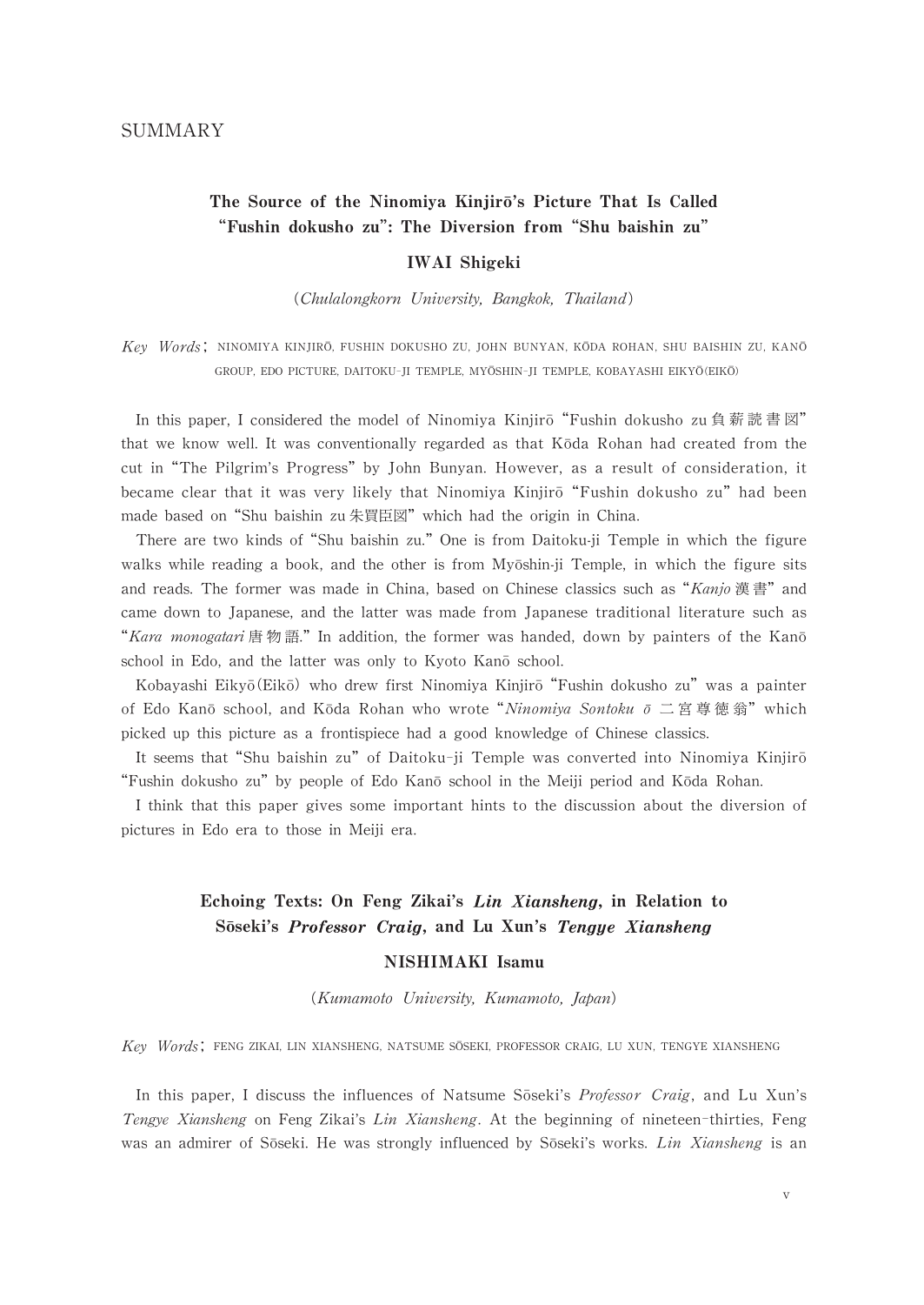# SUMMARY

### The Source of the Ninomiya Kinjirō's Picture That Is Called "Fushin dokusho zu": The Diversion from "Shu baishin zu"

**IWAI Shigeki**

(*Chulalongkorn University, Bangkok, Thailand*)

*Key Words*; NINOMIYA KINJIRŌ, FUSHIN DOKUSHO ZU, JOHN BUNYAN, KŌDA ROHAN, SHU BAISHIN ZU, KANŌ GROUP, EDO PICTURE, DAITOKU-JI TEMPLE, MYŌSHIN-JI TEMPLE, KOBAYASHI EIKYŌ(EIKŌ)

In this paper, I considered the model of Ninomiya Kinjirō "Fushin dokusho zu 負薪読書図" that we know well. It was conventionally regarded as that Kōda Rohan had created from the cut in "The Pilgrim's Progress" by John Bunyan. However, as a result of consideration, it became clear that it was very likely that Ninomiya Kinjirō "Fushin dokusho zu" had been made based on "Shu baishin zu 朱買臣図" which had the origin in China.

There are two kinds of "Shu baishin zu." One is from Daitoku-ji Temple in which the figure walks while reading a book, and the other is from Myōshin-ji Temple, in which the figure sits and reads. The former was made in China, based on Chinese classics such as "*Kanjo* 漢書" and came down to Japanese, and the latter was made from Japanese traditional literature such as "*Kara monogatari* 唐物語." In addition, the former was handed, down by painters of the Kanō school in Edo, and the latter was only to Kyoto Kanō school.

Kobayashi Eikyō(Eikō) who drew first Ninomiya Kinjirō "Fushin dokusho zu" was a painter of Edo Kanō school, and Kōda Rohan who wrote "*Ninomiya Sontoku ō* 二宮尊徳翁" which picked up this picture as a frontispiece had a good knowledge of Chinese classics.

It seems that "Shu baishin zu" of Daitoku-ji Temple was converted into Ninomiya Kinjirō "Fushin dokusho zu" by people of Edo Kanō school in the Meiji period and Kōda Rohan.

I think that this paper gives some important hints to the discussion about the diversion of pictures in Edo era to those in Meiji era.

### Echoing Texts: On Feng Zikai's *Lin Xiansheng*, in Relation to Sōseki's *Professor Craig*, and Lu Xun's *Tengye Xiansheng*

**NISHIMAKI Isamu**

(*Kumamoto University, Kumamoto, Japan*)

*Key Words*; FENG ZIKAI, LIN XIANSHENG, NATSUME SŌSEKI, PROFESSOR CRAIG, LU XUN, TENGYE XIANSHENG

In this paper, I discuss the influences of Natsume Sōseki's *Professor Craig*, and Lu Xun's *Tengye Xiansheng* on Feng Zikai's *Lin Xiansheng*. At the beginning of nineteen-thirties, Feng was an admirer of Sōseki. He was strongly influenced by Sōseki's works. *Lin Xiansheng* is an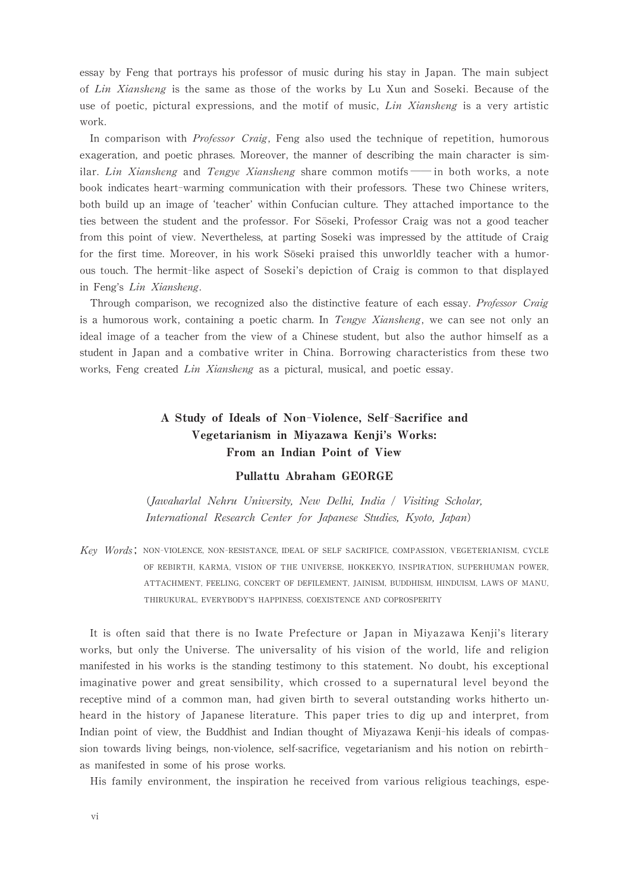essay by Feng that portrays his professor of music during his stay in Japan. The main subject of *Lin Xiansheng* is the same as those of the works by Lu Xun and Soseki. Because of the use of poetic, pictural expressions, and the motif of music, *Lin Xiansheng* is a very artistic work.

In comparison with *Professor Craig*, Feng also used the technique of repetition, humorous exageration, and poetic phrases. Moreover, the manner of describing the main character is similar. *Lin Xiansheng* and *Tengye Xiansheng* share common motifs —— in both works, a note book indicates heart-warming communication with their professors. These two Chinese writers, both build up an image of 'teacher' within Confucian culture. They attached importance to the ties between the student and the professor. For Sōseki, Professor Craig was not a good teacher from this point of view. Nevertheless, at parting Soseki was impressed by the attitude of Craig for the first time. Moreover, in his work Sōseki praised this unworldly teacher with a humorous touch. The hermit-like aspect of Soseki's depiction of Craig is common to that displayed in Feng's *Lin Xiansheng*.

Through comparison, we recognized also the distinctive feature of each essay. *Professor Craig* is a humorous work, containing a poetic charm. In *Tengye Xiansheng*, we can see not only an ideal image of a teacher from the view of a Chinese student, but also the author himself as a student in Japan and a combative writer in China. Borrowing characteristics from these two works, Feng created *Lin Xiansheng* as a pictural, musical, and poetic essay.

## A Study of Ideals of Non-Violence, Self-Sacrifice and Vegetarianism in Miyazawa Kenji's Works: From an Indian Point of View

**Pullattu Abraham GEORGE**

(*Jawaharlal Nehru University, New Delhi, India / Visiting Scholar, International Research Center for Japanese Studies, Kyoto, Japan*)

*Key Words*; NON-VIOLENCE, NON-RESISTANCE, IDEAL OF SELF SACRIFICE, COMPASSION, VEGETERIANISM, CYCLE OF REBIRTH, KARMA, VISION OF THE UNIVERSE, HOKKEKYO, INSPIRATION, SUPERHUMAN POWER, ATTACHMENT, FEELING, CONCERT OF DEFILEMENT, JAINISM, BUDDHISM, HINDUISM, LAWS OF MANU, THIRUKURAL, EVERYBODY'S HAPPINESS, COEXISTENCE AND COPROSPERITY

It is often said that there is no Iwate Prefecture or Japan in Miyazawa Kenji's literary works, but only the Universe. The universality of his vision of the world, life and religion manifested in his works is the standing testimony to this statement. No doubt, his exceptional imaginative power and great sensibility, which crossed to a supernatural level beyond the receptive mind of a common man, had given birth to several outstanding works hitherto unheard in the history of Japanese literature. This paper tries to dig up and interpret, from Indian point of view, the Buddhist and Indian thought of Miyazawa Kenji-his ideals of compassion towards living beings, non-violence, self-sacrifice, vegetarianism and his notion on rebirth-as manifested in some of his prose works.

His family environment, the inspiration he received from various religious teachings, espe-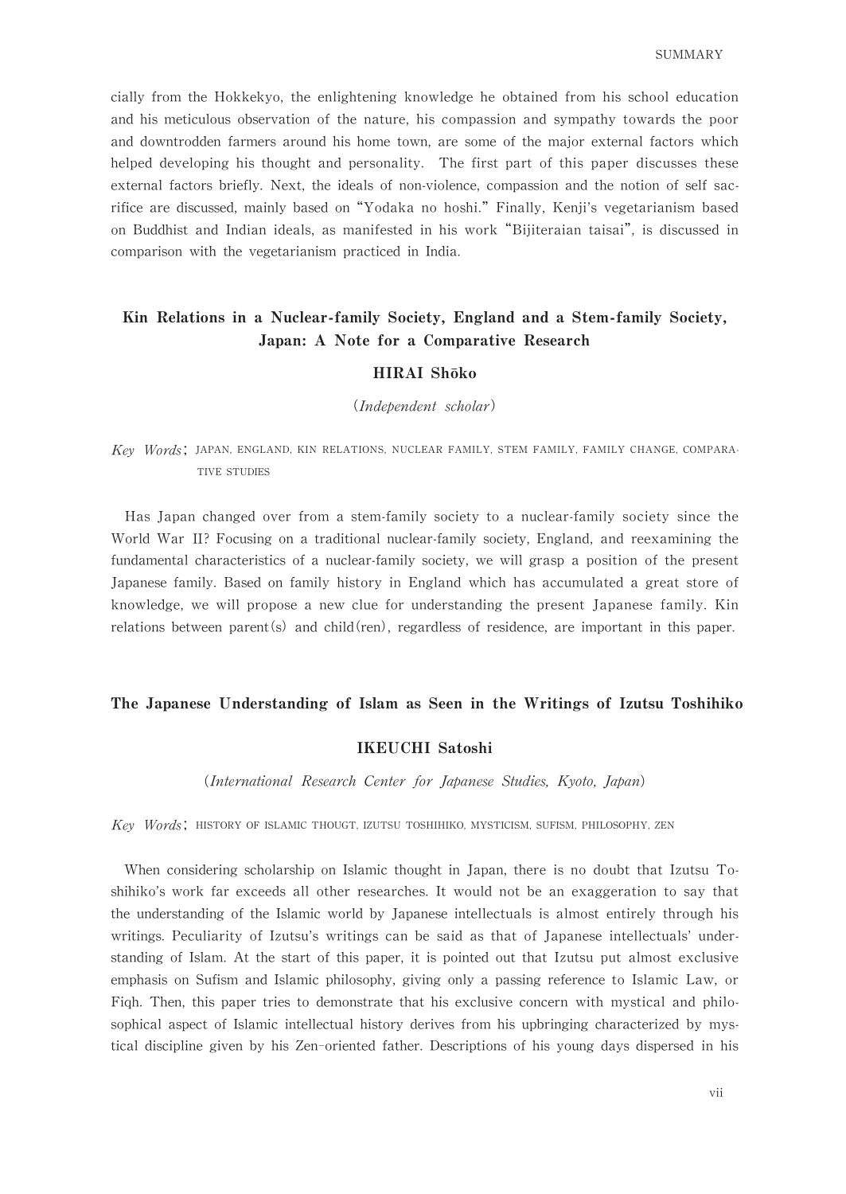cially from the Hokkekyo, the enlightening knowledge he obtained from his school education and his meticulous observation of the nature, his compassion and sympathy towards the poor and downtrodden farmers around his home town, are some of the major external factors which helped developing his thought and personality. The first part of this paper discusses these external factors briefly. Next, the ideals of non-violence, compassion and the notion of self sacrifice are discussed, mainly based on "Yodaka no hoshi." Finally, Kenji's vegetarianism based on Buddhist and Indian ideals, as manifested in his work "Bijiteraian taisai", is discussed in comparison with the vegetarianism practiced in India.

## Kin Relations in a Nuclear-family Society, England and a Stem-family Society, Japan: A Note for a Comparative Research

**HIRAI Shōko**

(*Independent scholar*)

*Key Words*; JAPAN, ENGLAND, KIN RELATIONS, NUCLEAR FAMILY, STEM FAMILY, FAMILY CHANGE, COMPARATIVE STUDIES

Has Japan changed over from a stem-family society to a nuclear-family society since the World War II? Focusing on a traditional nuclear-family society, England, and reexamining the fundamental characteristics of a nuclear-family society, we will grasp a position of the present Japanese family. Based on family history in England which has accumulated a great store of knowledge, we will propose a new clue for understanding the present Japanese family. Kin relations between parent(s) and child(ren), regardless of residence, are important in this paper.

## The Japanese Understanding of Islam as Seen in the Writings of Izutsu Toshihiko

**IKEUCHI Satoshi**

(*International Research Center for Japanese Studies, Kyoto, Japan*)

*Key Words*; HISTORY OF ISLAMIC THOUGT, IZUTSU TOSHIHIKO, MYSTICISM, SUFISM, PHILOSOPHY, ZEN

When considering scholarship on Islamic thought in Japan, there is no doubt that Izutsu Toshihiko's work far exceeds all other researches. It would not be an exaggeration to say that the understanding of the Islamic world by Japanese intellectuals is almost entirely through his writings. Peculiarity of Izutsu's writings can be said as that of Japanese intellectuals' understanding of Islam. At the start of this paper, it is pointed out that Izutsu put almost exclusive emphasis on Sufism and Islamic philosophy, giving only a passing reference to Islamic Law, or Fiqh. Then, this paper tries to demonstrate that his exclusive concern with mystical and philosophical aspect of Islamic intellectual history derives from his upbringing characterized by mystical discipline given by his Zen-oriented father. Descriptions of his young days dispersed in his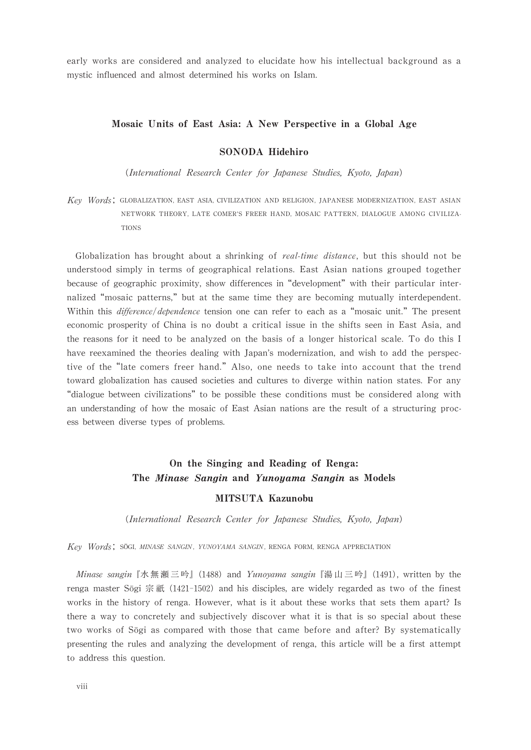early works are considered and analyzed to elucidate how his intellectual background as a mystic influenced and almost determined his works on Islam.

## Mosaic Units of East Asia: A New Perspective in a Global Age

**SONODA Hidehiro**

(*International Research Center for Japanese Studies, Kyoto, Japan*)

*Key Words*; GLOBALIZATION, EAST ASIA, CIVILIZATION AND RELIGION, JAPANESE MODERNIZATION, EAST ASIAN NETWORK THEORY, LATE COMER'S FREER HAND, MOSAIC PATTERN, DIALOGUE AMONG CIVILIZATIONS

Globalization has brought about a shrinking of *real-time distance*, but this should not be understood simply in terms of geographical relations. East Asian nations grouped together because of geographic proximity, show differences in "development" with their particular internalized "mosaic patterns," but at the same time they are becoming mutually interdependent. Within this *difference/dependence* tension one can refer to each as a "mosaic unit." The present economic prosperity of China is no doubt a critical issue in the shifts seen in East Asia, and the reasons for it need to be analyzed on the basis of a longer historical scale. To do this I have reexamined the theories dealing with Japan's modernization, and wish to add the perspective of the "late comers freer hand." Also, one needs to take into account that the trend toward globalization has caused societies and cultures to diverge within nation states. For any "dialogue between civilizations" to be possible these conditions must be considered along with an understanding of how the mosaic of East Asian nations are the result of a structuring process between diverse types of problems.

## On the Singing and Reading of Renga: The *Minase Sangin* and *Yunoyama Sangin* as Models

**MITSUTA Kazunobu**

(*International Research Center for Japanese Studies, Kyoto, Japan*)

*Key Words*; SŌGI, *MINASE SANGIN*, *YUNOYAMA SANGIN*, RENGA FORM, RENGA APPRECIATION

*Minase sangin*『水無瀬三吟』(1488) and *Yunoyama sangin*『湯山三吟』(1491), written by the renga master Sōgi 宗祇 (1421-1502) and his disciples, are widely regarded as two of the finest works in the history of renga. However, what is it about these works that sets them apart? Is there a way to concretely and subjectively discover what it is that is so special about these two works of Sōgi as compared with those that came before and after? By systematically presenting the rules and analyzing the development of renga, this article will be a first attempt to address this question.